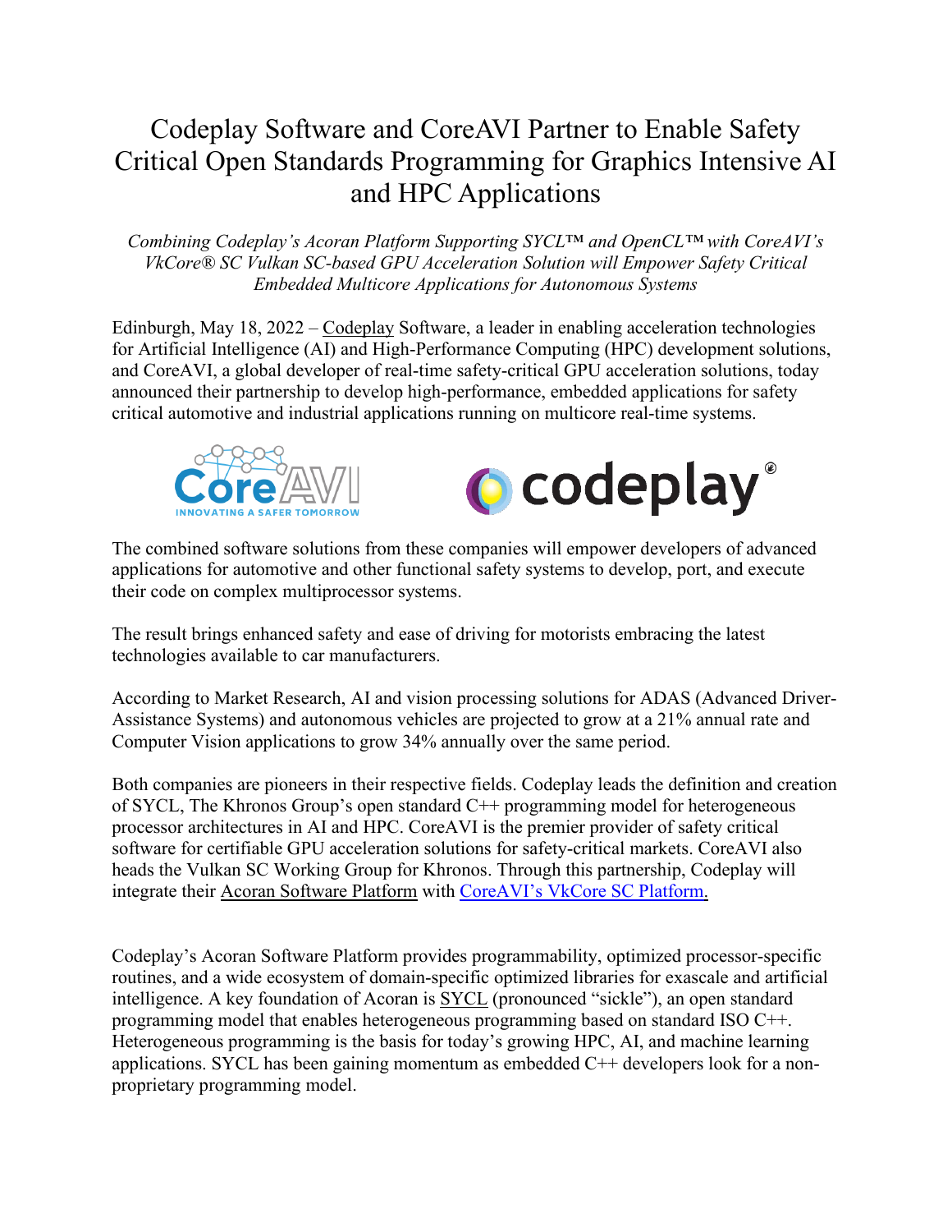# Codeplay Software and CoreAVI Partner to Enable Safety Critical Open Standards Programming for Graphics Intensive AI and HPC Applications

*Combining Codeplay's Acoran Platform Supporting SYCL™ and OpenCL™ with CoreAVI's VkCore® SC Vulkan SC-based GPU Acceleration Solution will Empower Safety Critical Embedded Multicore Applications for Autonomous Systems*

Edinburgh, May 18, 2022 – Codeplay Software, a leader in enabling acceleration technologies for Artificial Intelligence (AI) and High-Performance Computing (HPC) development solutions, and CoreAVI, a global developer of real-time safety-critical GPU acceleration solutions, today announced their partnership to develop high-performance, embedded applications for safety critical automotive and industrial applications running on multicore real-time systems.

The combined software solutions from these companies will empower developers of advanced applications for automotive and other functional safety systems to develop, port, and execute their code on complex multiprocessor systems.

The result brings enhanced safety and ease of driving for motorists embracing the latest technologies available to car manufacturers.

According to Market Research, AI and vision processing solutions for ADAS (Advanced Driver-Assistance Systems) and autonomous vehicles are projected to grow at a 21% annual rate and Computer Vision applications to grow 34% annually over the same period.

Both companies are pioneers in their respective fields. Codeplay leads the definition and creation of SYCL, The Khronos Group's open standard C++ programming model for heterogeneous processor architectures in AI and HPC. CoreAVI is the premier provider of safety critical software for certifiable GPU acceleration solutions for safety-critical markets. CoreAVI also heads the Vulkan SC Working Group for Khronos. Through this partnership, Codeplay will integrate their Acoran Software Platform with CoreAVI's VkCore SC Platform.

Codeplay's Acoran Software Platform provides programmability, optimized processor-specific routines, and a wide ecosystem of domain-specific optimized libraries for exascale and artificial intelligence. A key foundation of Acoran is SYCL (pronounced "sickle"), an open standard programming model that enables heterogeneous programming based on standard ISO C++. Heterogeneous programming is the basis for today's growing HPC, AI, and machine learning applications. SYCL has been gaining momentum as embedded C++ developers look for a non-proprietary programming model.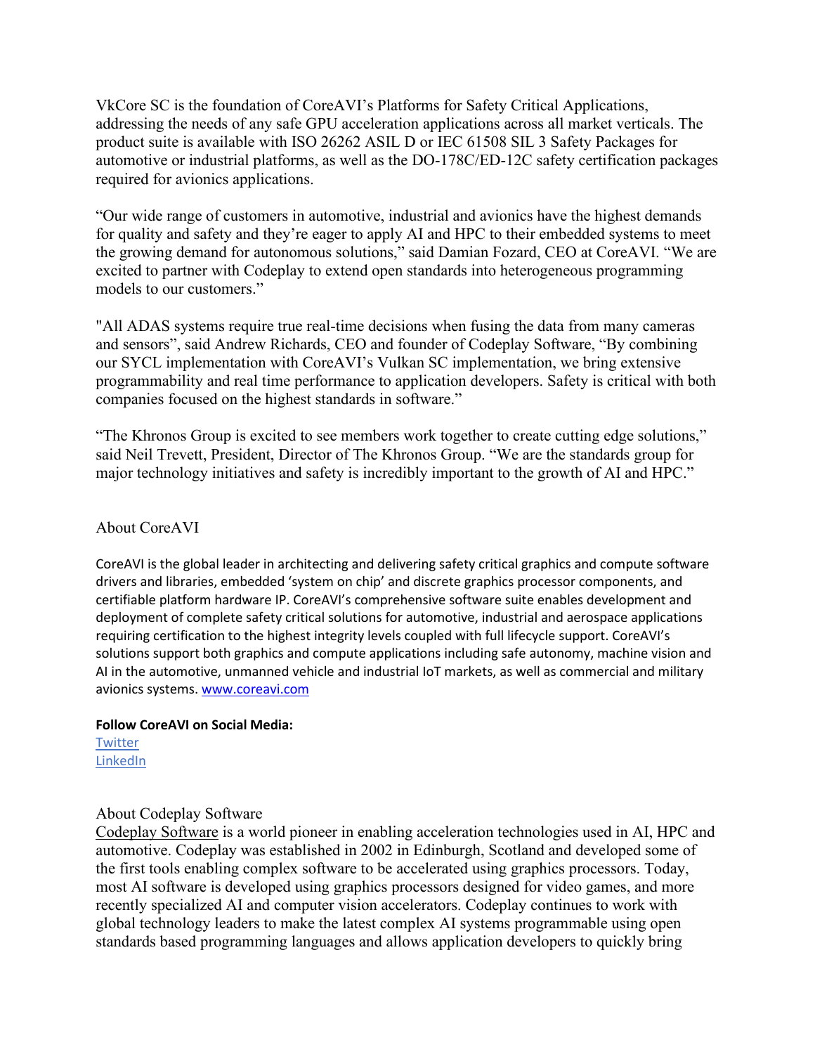VkCore SC is the foundation of CoreAVI's Platforms for Safety Critical Applications, addressing the needs of any safe GPU acceleration applications across all market verticals. The product suite is available with ISO 26262 ASIL D or IEC 61508 SIL 3 Safety Packages for automotive or industrial platforms, as well as the DO-178C/ED-12C safety certification packages required for avionics applications.

"Our wide range of customers in automotive, industrial and avionics have the highest demands for quality and safety and they're eager to apply AI and HPC to their embedded systems to meet the growing demand for autonomous solutions," said Damian Fozard, CEO at CoreAVI. "We are excited to partner with Codeplay to extend open standards into heterogeneous programming models to our customers."

"All ADAS systems require true real-time decisions when fusing the data from many cameras and sensors", said Andrew Richards, CEO and founder of Codeplay Software, "By combining our SYCL implementation with CoreAVI's Vulkan SC implementation, we bring extensive programmability and real time performance to application developers. Safety is critical with both companies focused on the highest standards in software."

"The Khronos Group is excited to see members work together to create cutting edge solutions," said Neil Trevett, President, Director of The Khronos Group. "We are the standards group for major technology initiatives and safety is incredibly important to the growth of AI and HPC."

## About CoreAVI

CoreAVI is the global leader in architecting and delivering safety critical graphics and compute software drivers and libraries, embedded 'system on chip' and discrete graphics processor components, and certifiable platform hardware IP. CoreAVI's comprehensive software suite enables development and deployment of complete safety critical solutions for automotive, industrial and aerospace applications requiring certification to the highest integrity levels coupled with full lifecycle support. CoreAVI's solutions support both graphics and compute applications including safe autonomy, machine vision and AI in the automotive, unmanned vehicle and industrial IoT markets, as well as commercial and military avionics systems. www.coreavi.com

**Follow CoreAVI on Social Media:**
Twitter
LinkedIn

## About Codeplay Software

Codeplay Software is a world pioneer in enabling acceleration technologies used in AI, HPC and automotive. Codeplay was established in 2002 in Edinburgh, Scotland and developed some of the first tools enabling complex software to be accelerated using graphics processors. Today, most AI software is developed using graphics processors designed for video games, and more recently specialized AI and computer vision accelerators. Codeplay continues to work with global technology leaders to make the latest complex AI systems programmable using open standards based programming languages and allows application developers to quickly bring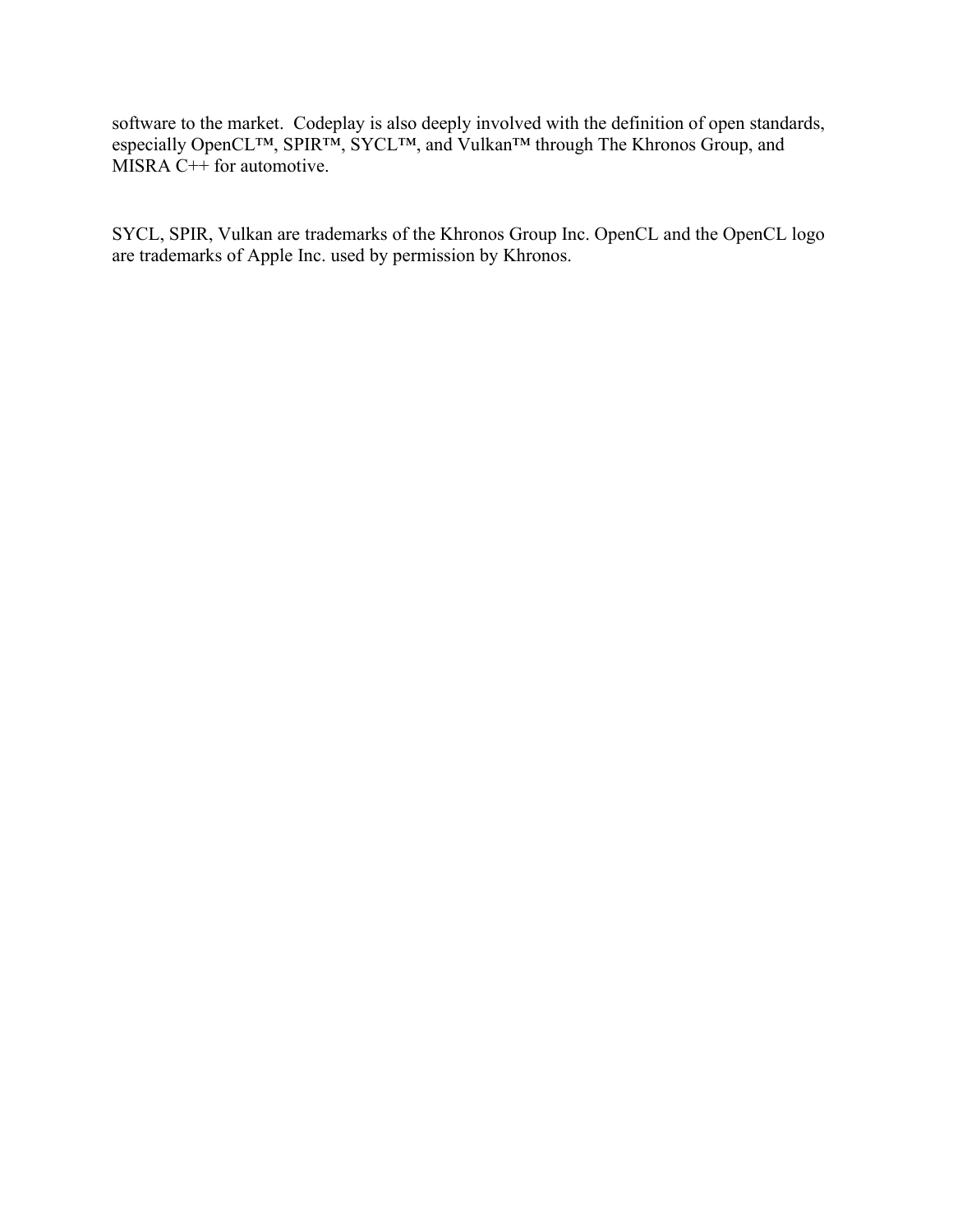software to the market. Codeplay is also deeply involved with the definition of open standards, especially OpenCL™, SPIR™, SYCL™, and Vulkan™ through The Khronos Group, and MISRA C++ for automotive.

SYCL, SPIR, Vulkan are trademarks of the Khronos Group Inc. OpenCL and the OpenCL logo are trademarks of Apple Inc. used by permission by Khronos.